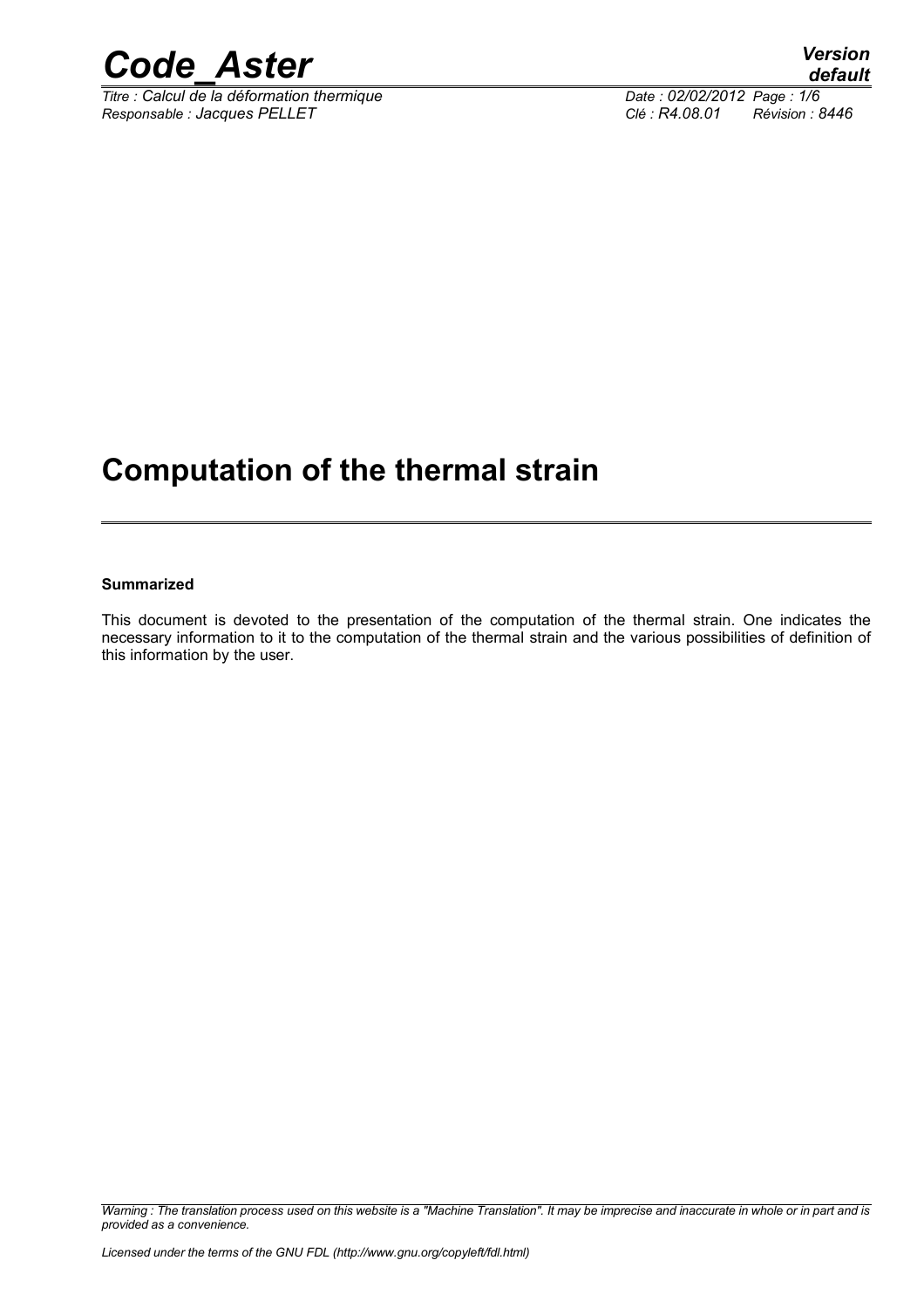# Computation of the thermal strain

**Summarized**

This document is devoted to the presentation of the computation of the thermal strain. One indicates the necessary information to it to the computation of the thermal strain and the various possibilities of definition of this information by the user.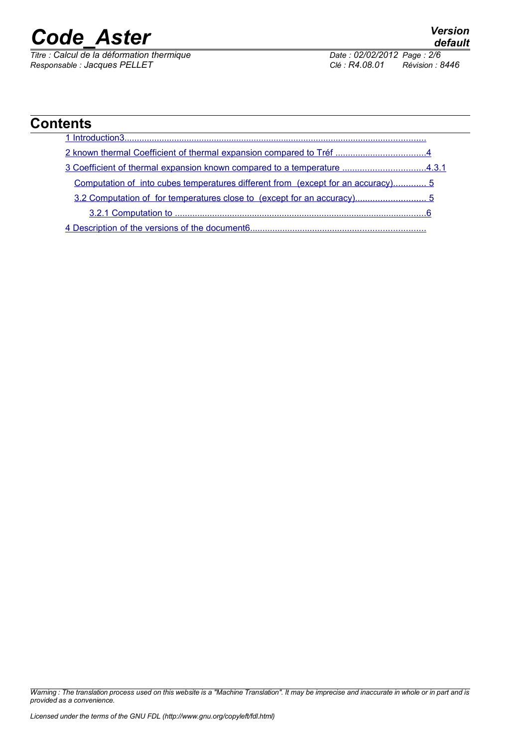# Contents

1 Introduction3.......................................................................................................................

2 known thermal Coefficient of thermal expansion compared to Tréf ....................................4

3 Coefficient of thermal expansion known compared to a temperature .................................4.3.1

Computation of  into cubes temperatures different from  (except for an accuracy)............. 5

3.2 Computation of  for temperatures close to  (except for an accuracy)............................ 5

3.2.1 Computation to .....................................................................................................6

4 Description of the versions of the document6......................................................................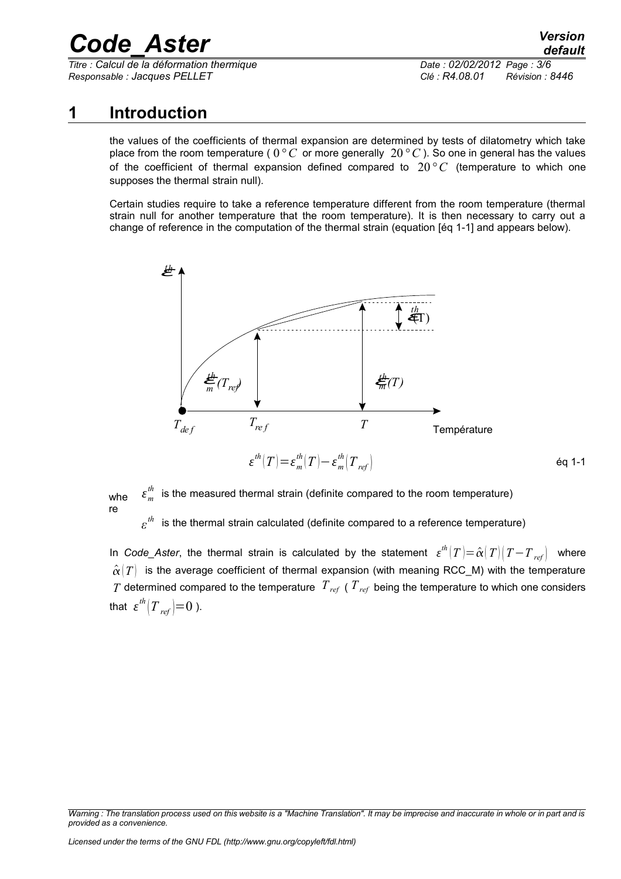# 1 Introduction

the values of the coefficients of thermal expansion are determined by tests of dilatometry which take place from the room temperature ( $0°C$ or more generally $20°C$ ). So one in general has the values of the coefficient of thermal expansion defined compared to $20°C$ (temperature to which one supposes the thermal strain null).

Certain studies require to take a reference temperature different from the room temperature (thermal strain null for another temperature that the room temperature). It is then necessary to carry out a change of reference in the computation of the thermal strain (equation [éq 1-1] and appears below).

$$\varepsilon^{th}(T) = \varepsilon_m^{th}(T) - \varepsilon_m^{th}(T_{ref}) \qquad \text{éq 1-1}$$

where $\varepsilon_m^{th}$ is the measured thermal strain (definite compared to the room temperature)

$\varepsilon^{th}$ is the thermal strain calculated (definite compared to a reference temperature)

In *Code_Aster*, the thermal strain is calculated by the statement $\varepsilon^{th}(T) = \hat{\alpha}(T)(T - T_{ref})$ where $\hat{\alpha}(T)$ is the average coefficient of thermal expansion (with meaning RCC_M) with the temperature $T$ determined compared to the temperature $T_{ref}$ ( $T_{ref}$ being the temperature to which one considers that $\varepsilon^{th}(T_{ref}) = 0$ ).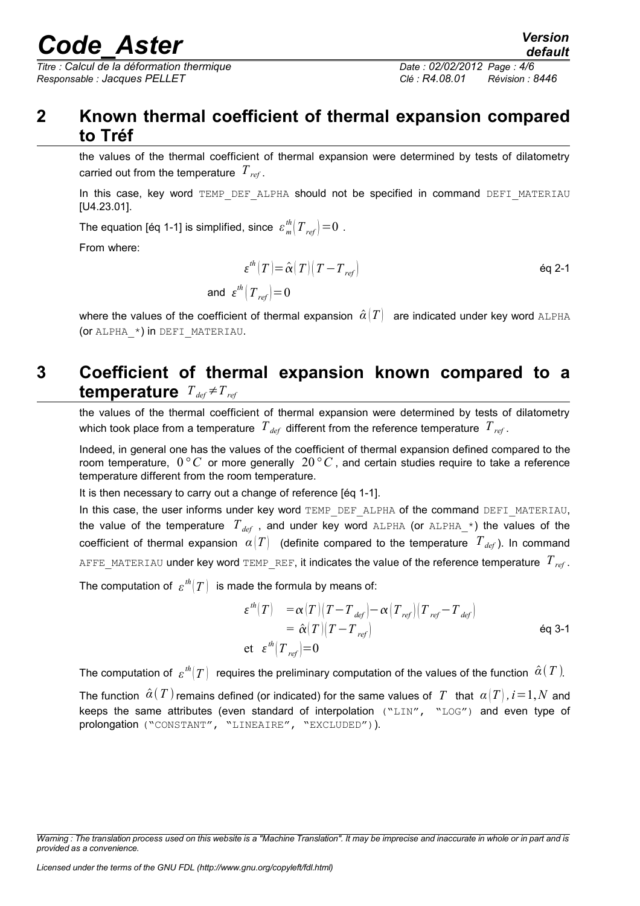## 2 Known thermal coefficient of thermal expansion compared to Tréf

the values of the thermal coefficient of thermal expansion were determined by tests of dilatometry carried out from the temperature $T_{ref}$.

In this case, key word TEMP_DEF_ALPHA should not be specified in command DEFI_MATERIAU [U4.23.01].

The equation [éq 1-1] is simplified, since $\varepsilon_m^{th}(T_{ref})=0$ .

From where:

$$\varepsilon^{th}(T)=\hat{\alpha}(T)(T-T_{ref}) \quad \text{éq 2-1}$$

and $\varepsilon^{th}(T_{ref})=0$

where the values of the coefficient of thermal expansion $\hat{\alpha}(T)$ are indicated under key word ALPHA (or ALPHA_*) in DEFI_MATERIAU.

## 3 Coefficient of thermal expansion known compared to a temperature $T_{def} \neq T_{ref}$

the values of the thermal coefficient of thermal expansion were determined by tests of dilatometry which took place from a temperature $T_{def}$ different from the reference temperature $T_{ref}$.

Indeed, in general one has the values of the coefficient of thermal expansion defined compared to the room temperature, $0°C$ or more generally $20°C$, and certain studies require to take a reference temperature different from the room temperature.

It is then necessary to carry out a change of reference [éq 1-1].

In this case, the user informs under key word TEMP_DEF_ALPHA of the command DEFI_MATERIAU, the value of the temperature $T_{def}$ , and under key word ALPHA (or ALPHA_*) the values of the coefficient of thermal expansion $\alpha(T)$ (definite compared to the temperature $T_{def}$). In command AFFE_MATERIAU under key word TEMP_REF, it indicates the value of the reference temperature $T_{ref}$.

The computation of $\varepsilon^{th}(T)$ is made the formula by means of:

$$\begin{aligned}
\varepsilon^{th}(T) &= \alpha(T)(T-T_{def}) - \alpha(T_{ref})(T_{ref}-T_{def}) \\
&= \hat{\alpha}(T)(T-T_{ref}) \qquad \text{éq 3-1} \\
\text{et} \quad \varepsilon^{th}(T_{ref}) &= 0
\end{aligned}$$

The computation of $\varepsilon^{th}(T)$ requires the preliminary computation of the values of the function $\hat{\alpha}(T)$.

The function $\hat{\alpha}(T)$ remains defined (or indicated) for the same values of $T$ that $\alpha(T), i=1,N$ and keeps the same attributes (even standard of interpolation ("LIN", "LOG") and even type of prolongation ("CONSTANT", "LINEAIRE", "EXCLUDED")).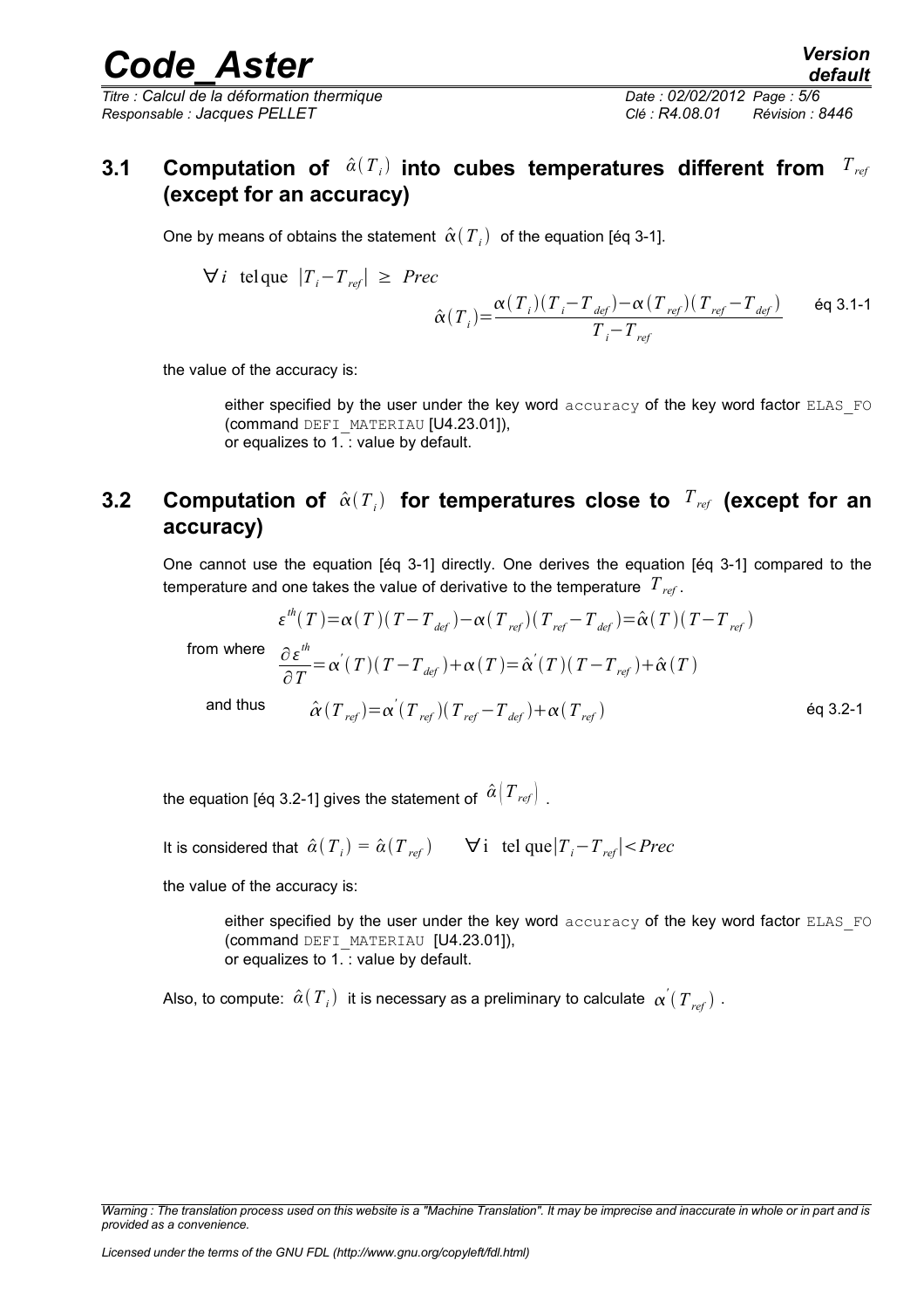### 3.1 Computation of $\hat{\alpha}(T_i)$ into cubes temperatures different from $T_{ref}$ (except for an accuracy)

One by means of obtains the statement $\hat{\alpha}(T_i)$ of the equation [éq 3-1].

$$\forall i \quad \text{tel que} \quad |T_i - T_{ref}| \geq Prec$$

$$\hat{\alpha}(T_i) = \frac{\alpha(T_i)(T_i - T_{def}) - \alpha(T_{ref})(T_{ref} - T_{def})}{T_i - T_{ref}} \qquad \text{éq 3.1-1}$$

the value of the accuracy is:

either specified by the user under the key word `accuracy` of the key word factor `ELAS_FO` (command `DEFI_MATERIAU` [U4.23.01]),
or equalizes to 1. : value by default.

### 3.2 Computation of $\hat{\alpha}(T_i)$ for temperatures close to $T_{ref}$ (except for an accuracy)

One cannot use the equation [éq 3-1] directly. One derives the equation [éq 3-1] compared to the temperature and one takes the value of derivative to the temperature $T_{ref}$.

$$\varepsilon^{th}(T) = \alpha(T)(T - T_{def}) - \alpha(T_{ref})(T_{ref} - T_{def}) = \hat{\alpha}(T)(T - T_{ref})$$

from where $$\frac{\partial \varepsilon^{th}}{\partial T} = \alpha'(T)(T - T_{def}) + \alpha(T) = \hat{\alpha}'(T)(T - T_{ref}) + \hat{\alpha}(T)$$

and thus $$\hat{\alpha}(T_{ref}) = \alpha'(T_{ref})(T_{ref} - T_{def}) + \alpha(T_{ref}) \qquad \text{éq 3.2-1}$$

the equation [éq 3.2-1] gives the statement of $\hat{\alpha}(T_{ref})$.

It is considered that $\hat{\alpha}(T_i) = \hat{\alpha}(T_{ref}) \quad \forall i \quad \text{tel que} |T_i - T_{ref}| < Prec$

the value of the accuracy is:

either specified by the user under the key word `accuracy` of the key word factor `ELAS_FO` (command `DEFI_MATERIAU` [U4.23.01]),
or equalizes to 1. : value by default.

Also, to compute: $\hat{\alpha}(T_i)$ it is necessary as a preliminary to calculate $\alpha'(T_{ref})$.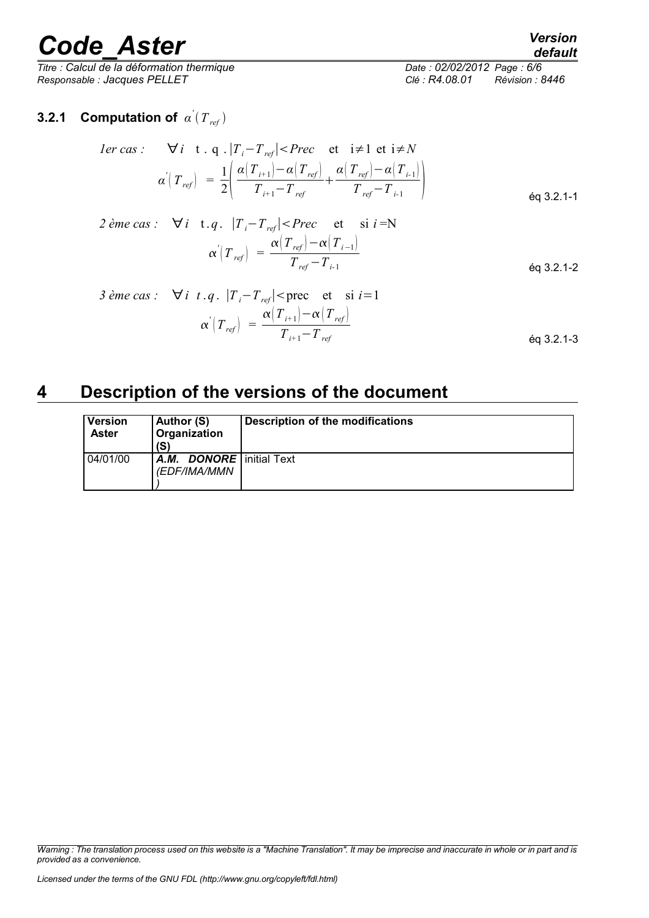#### 3.2.1 Computation of $\alpha^{'}(T_{ref})$

*1er cas :* $\forall i$ t . q . $|T_i - T_{ref}| < Prec$ et $i \neq 1$ et $i \neq N$

$$\alpha^{'}(T_{ref}) = \frac{1}{2}\left(\frac{\alpha(T_{i+1}) - \alpha(T_{ref})}{T_{i+1} - T_{ref}} + \frac{\alpha(T_{ref}) - \alpha(T_{i-1})}{T_{ref} - T_{i-1}}\right)$$

éq 3.2.1-1

*2 ème cas :* $\forall i$ t.q. $|T_i - T_{ref}| < Prec$ et si $i = N$

$$\alpha^{'}(T_{ref}) = \frac{\alpha(T_{ref}) - \alpha(T_{i-1})}{T_{ref} - T_{i-1}}$$

éq 3.2.1-2

*3 ème cas :* $\forall i$ t.q. $|T_i - T_{ref}| < \text{prec}$ et si $i = 1$

$$\alpha^{'}(T_{ref}) = \frac{\alpha(T_{i+1}) - \alpha(T_{ref})}{T_{i+1} - T_{ref}}$$

éq 3.2.1-3

# 4 Description of the versions of the document

| Version Aster | Author (S) Organization (S) | Description of the modifications |
|---|---|---|
| 04/01/00 | ***A.M. DONORE*** *(EDF/IMA/MMN)* | initial Text |